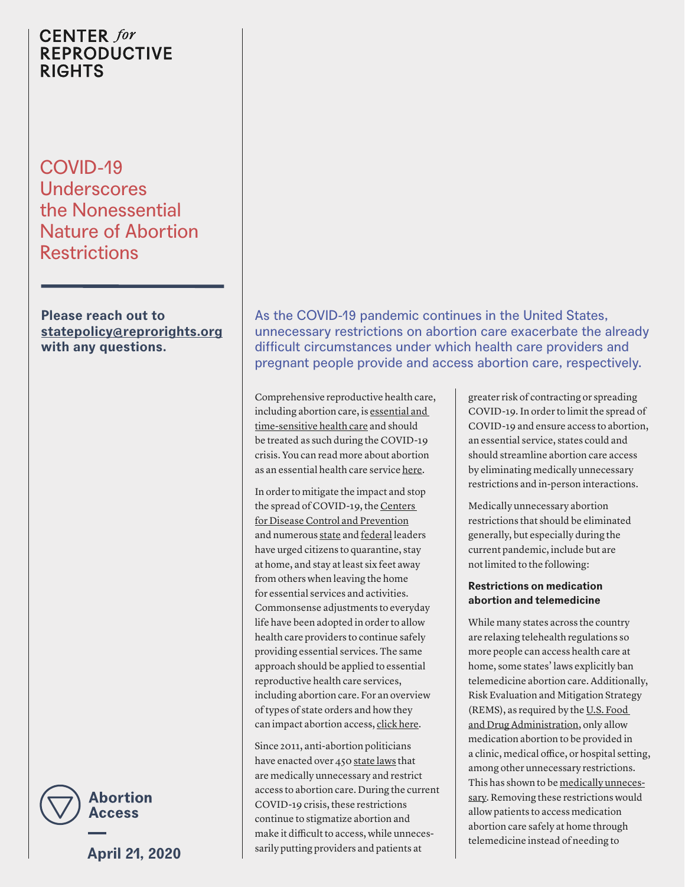CENTER *for* REPRODUCTIVE RIGHTS

# COVID-19 Underscores the Nonessential Nature of Abortion Restrictions

**Please reach out to statepolicy@reprorights.org with any questions.**

**Abortion Access**

**April 21, 2020**

As the COVID-19 pandemic continues in the United States, unnecessary restrictions on abortion care exacerbate the already difficult circumstances under which health care providers and pregnant people provide and access abortion care, respectively.

Comprehensive reproductive health care, including abortion care, is essential and time-sensitive health care and should be treated as such during the COVID-19 crisis. You can read more about abortion as an essential health care service here.

In order to mitigate the impact and stop the spread of COVID-19, the Centers for Disease Control and Prevention and numerous state and federal leaders have urged citizens to quarantine, stay at home, and stay at least six feet away from others when leaving the home for essential services and activities. Commonsense adjustments to everyday life have been adopted in order to allow health care providers to continue safely providing essential services. The same approach should be applied to essential reproductive health care services, including abortion care. For an overview of types of state orders and how they can impact abortion access, click here.

Since 2011, anti-abortion politicians have enacted over 450 state laws that are medically unnecessary and restrict access to abortion care. During the current COVID-19 crisis, these restrictions continue to stigmatize abortion and make it difficult to access, while unnecessarily putting providers and patients at greater risk of contracting or spreading COVID-19. In order to limit the spread of COVID-19 and ensure access to abortion, an essential service, states could and should streamline abortion care access by eliminating medically unnecessary restrictions and in-person interactions.

Medically unnecessary abortion restrictions that should be eliminated generally, but especially during the current pandemic, include but are not limited to the following:

### Restrictions on medication abortion and telemedicine

While many states across the country are relaxing telehealth regulations so more people can access health care at home, some states' laws explicitly ban telemedicine abortion care. Additionally, Risk Evaluation and Mitigation Strategy (REMS), as required by the U.S. Food and Drug Administration, only allow medication abortion to be provided in a clinic, medical office, or hospital setting, among other unnecessary restrictions. This has shown to be medically unnecessary. Removing these restrictions would allow patients to access medication abortion care safely at home through telemedicine instead of needing to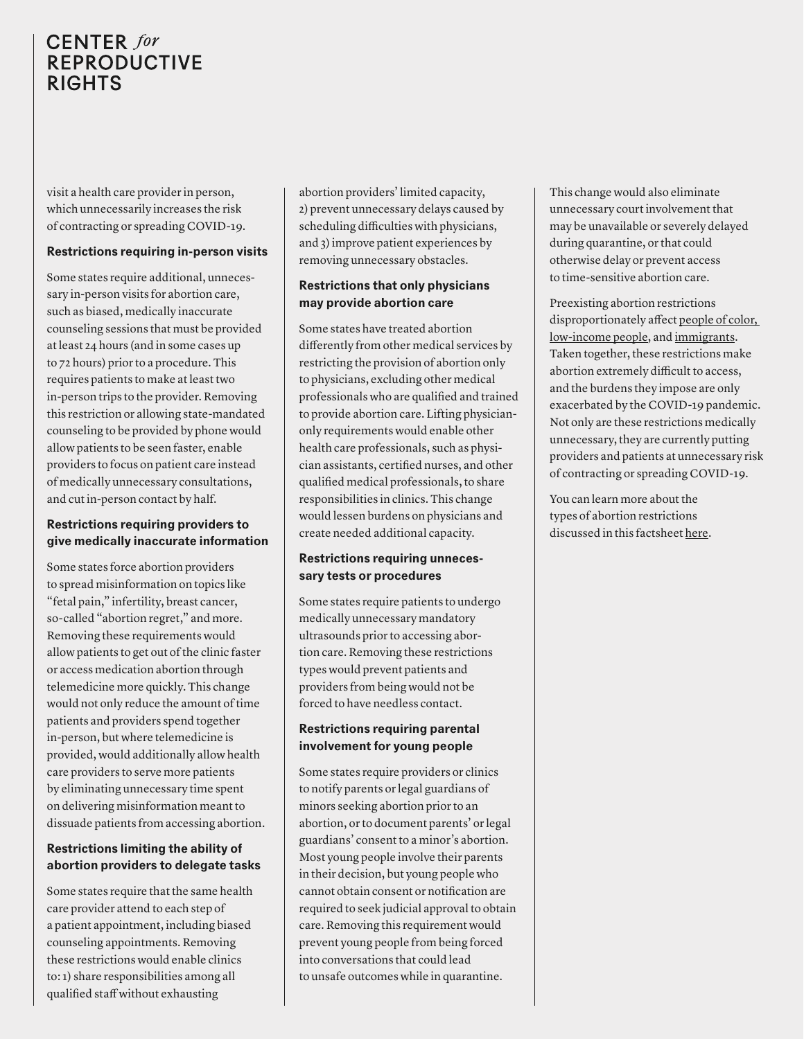visit a health care provider in person, which unnecessarily increases the risk of contracting or spreading COVID-19.

**Restrictions requiring in-person visits**

Some states require additional, unnecessary in-person visits for abortion care, such as biased, medically inaccurate counseling sessions that must be provided at least 24 hours (and in some cases up to 72 hours) prior to a procedure. This requires patients to make at least two in-person trips to the provider. Removing this restriction or allowing state-mandated counseling to be provided by phone would allow patients to be seen faster, enable providers to focus on patient care instead of medically unnecessary consultations, and cut in-person contact by half.

**Restrictions requiring providers to give medically inaccurate information**

Some states force abortion providers to spread misinformation on topics like "fetal pain," infertility, breast cancer, so-called "abortion regret," and more. Removing these requirements would allow patients to get out of the clinic faster or access medication abortion through telemedicine more quickly. This change would not only reduce the amount of time patients and providers spend together in-person, but where telemedicine is provided, would additionally allow health care providers to serve more patients by eliminating unnecessary time spent on delivering misinformation meant to dissuade patients from accessing abortion.

**Restrictions limiting the ability of abortion providers to delegate tasks**

Some states require that the same health care provider attend to each step of a patient appointment, including biased counseling appointments. Removing these restrictions would enable clinics to: 1) share responsibilities among all qualified staff without exhausting abortion providers' limited capacity, 2) prevent unnecessary delays caused by scheduling difficulties with physicians, and 3) improve patient experiences by removing unnecessary obstacles.

**Restrictions that only physicians may provide abortion care**

Some states have treated abortion differently from other medical services by restricting the provision of abortion only to physicians, excluding other medical professionals who are qualified and trained to provide abortion care. Lifting physician-only requirements would enable other health care professionals, such as physician assistants, certified nurses, and other qualified medical professionals, to share responsibilities in clinics. This change would lessen burdens on physicians and create needed additional capacity.

**Restrictions requiring unnecessary tests or procedures**

Some states require patients to undergo medically unnecessary mandatory ultrasounds prior to accessing abortion care. Removing these restrictions types would prevent patients and providers from being would not be forced to have needless contact.

**Restrictions requiring parental involvement for young people**

Some states require providers or clinics to notify parents or legal guardians of minors seeking abortion prior to an abortion, or to document parents' or legal guardians' consent to a minor's abortion. Most young people involve their parents in their decision, but young people who cannot obtain consent or notification are required to seek judicial approval to obtain care. Removing this requirement would prevent young people from being forced into conversations that could lead to unsafe outcomes while in quarantine. This change would also eliminate unnecessary court involvement that may be unavailable or severely delayed during quarantine, or that could otherwise delay or prevent access to time-sensitive abortion care.

Preexisting abortion restrictions disproportionately affect people of color, low-income people, and immigrants. Taken together, these restrictions make abortion extremely difficult to access, and the burdens they impose are only exacerbated by the COVID-19 pandemic. Not only are these restrictions medically unnecessary, they are currently putting providers and patients at unnecessary risk of contracting or spreading COVID-19.

You can learn more about the types of abortion restrictions discussed in this factsheet here.